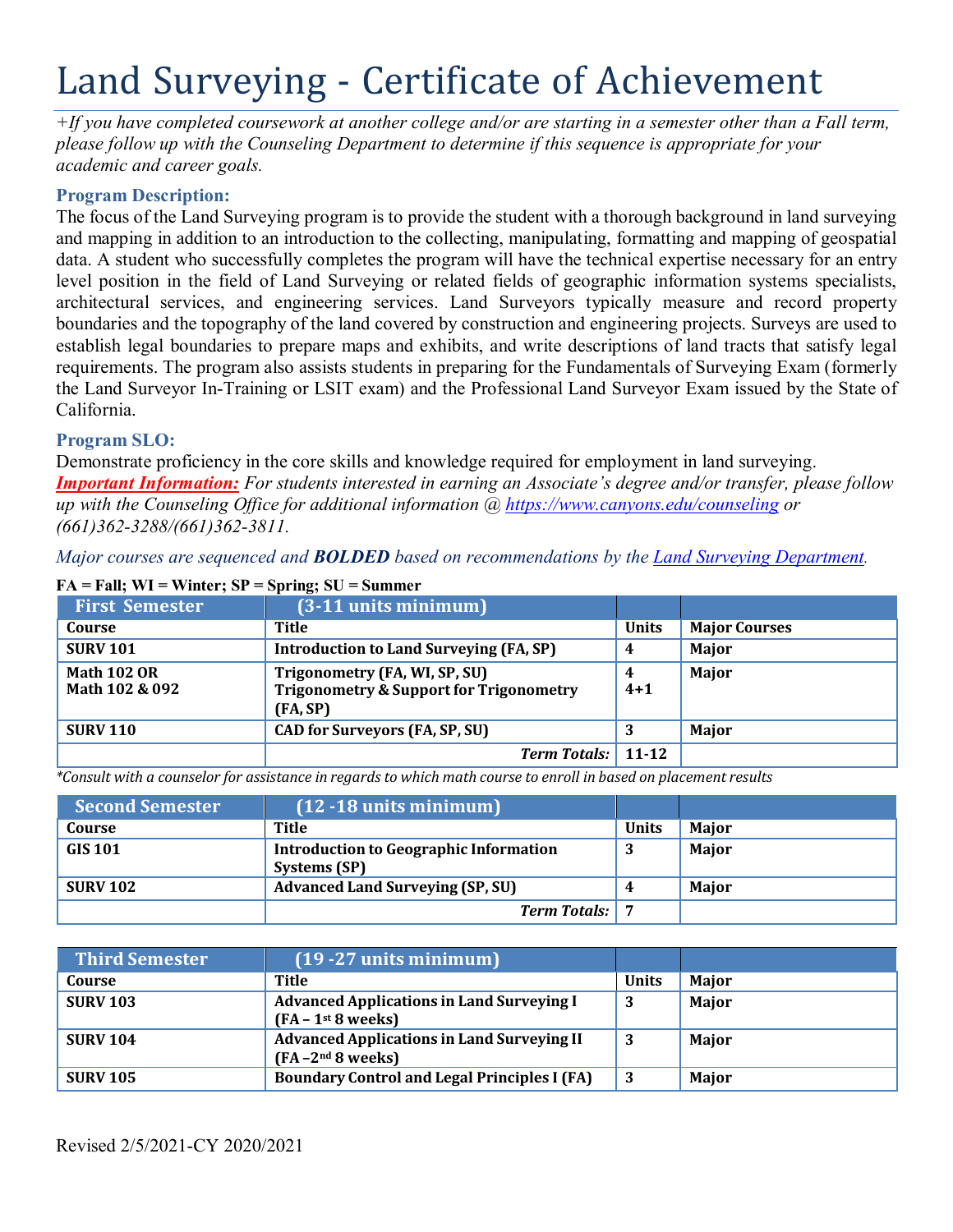# Land Surveying - Certificate of Achievement

*+If you have completed coursework at another college and/or are starting in a semester other than a Fall term, please follow up with the Counseling Department to determine if this sequence is appropriate for your academic and career goals.*

### Program Description:

The focus of the Land Surveying program is to provide the student with a thorough background in land surveying and mapping in addition to an introduction to the collecting, manipulating, formatting and mapping of geospatial data. A student who successfully completes the program will have the technical expertise necessary for an entry level position in the field of Land Surveying or related fields of geographic information systems specialists, architectural services, and engineering services. Land Surveyors typically measure and record property boundaries and the topography of the land covered by construction and engineering projects. Surveys are used to establish legal boundaries to prepare maps and exhibits, and write descriptions of land tracts that satisfy legal requirements. The program also assists students in preparing for the Fundamentals of Surveying Exam (formerly the Land Surveyor In-Training or LSIT exam) and the Professional Land Surveyor Exam issued by the State of California.

### Program SLO:

Demonstrate proficiency in the core skills and knowledge required for employment in land surveying.
***Important Information:*** *For students interested in earning an Associate's degree and/or transfer, please follow up with the Counseling Office for additional information @ https://www.canyons.edu/counseling or (661)362-3288/(661)362-3811.*

*Major courses are sequenced and **BOLDED** based on recommendations by the Land Surveying Department.*

**FA = Fall; WI = Winter; SP = Spring; SU = Summer**

| First Semester | (3-11 units minimum) | | |
|---|---|---|---|
| **Course** | **Title** | **Units** | **Major Courses** |
| **SURV 101** | **Introduction to Land Surveying (FA, SP)** | **4** | **Major** |
| **Math 102 OR**<br>**Math 102 & 092** | **Trigonometry (FA, WI, SP, SU)**<br>**Trigonometry & Support for Trigonometry (FA, SP)** | **4**<br>**4+1** | **Major** |
| **SURV 110** | **CAD for Surveyors (FA, SP, SU)** | **3** | **Major** |
| | ***Term Totals:*** | **11-12** | |

*\*Consult with a counselor for assistance in regards to which math course to enroll in based on placement results*

| Second Semester | (12 -18 units minimum) | | |
|---|---|---|---|
| **Course** | **Title** | **Units** | **Major** |
| **GIS 101** | **Introduction to Geographic Information Systems (SP)** | **3** | **Major** |
| **SURV 102** | **Advanced Land Surveying (SP, SU)** | **4** | **Major** |
| | ***Term Totals:*** | **7** | |

| Third Semester | (19 -27 units minimum) | | |
|---|---|---|---|
| **Course** | **Title** | **Units** | **Major** |
| **SURV 103** | **Advanced Applications in Land Surveying I (FA – 1st 8 weeks)** | **3** | **Major** |
| **SURV 104** | **Advanced Applications in Land Surveying II (FA –2nd 8 weeks)** | **3** | **Major** |
| **SURV 105** | **Boundary Control and Legal Principles I (FA)** | **3** | **Major** |

Revised 2/5/2021-CY 2020/2021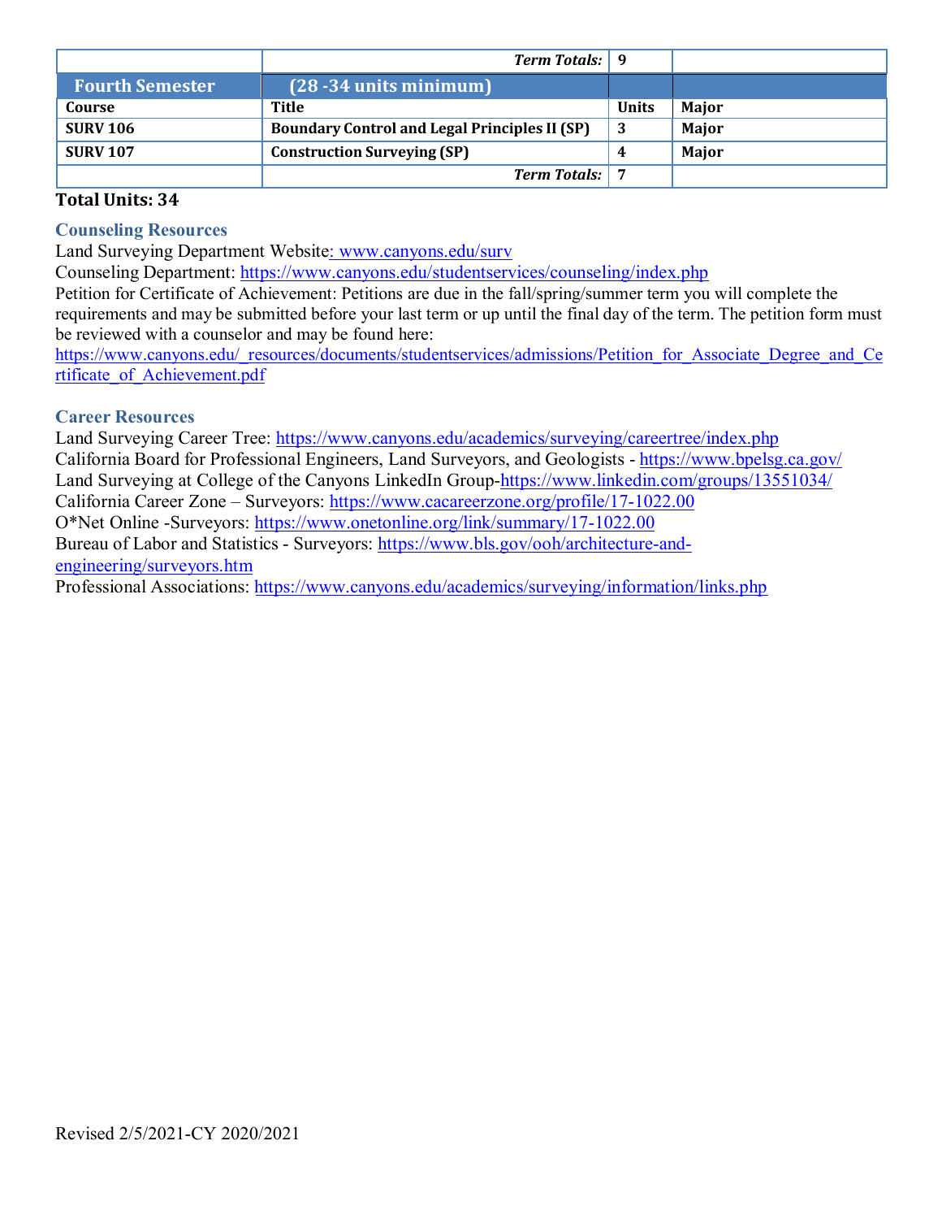| | | | |
|---|---|---|---|
| | ***Term Totals:*** | **9** | |
| **Fourth Semester** | **(28 -34 units minimum)** | | |
| **Course** | **Title** | **Units** | **Major** |
| **SURV 106** | **Boundary Control and Legal Principles II (SP)** | **3** | **Major** |
| **SURV 107** | **Construction Surveying (SP)** | **4** | **Major** |
| | ***Term Totals:*** | **7** | |

**Total Units: 34**

### Counseling Resources

Land Surveying Department Website: www.canyons.edu/surv
Counseling Department: https://www.canyons.edu/studentservices/counseling/index.php
Petition for Certificate of Achievement: Petitions are due in the fall/spring/summer term you will complete the requirements and may be submitted before your last term or up until the final day of the term. The petition form must be reviewed with a counselor and may be found here:
https://www.canyons.edu/_resources/documents/studentservices/admissions/Petition_for_Associate_Degree_and_Certificate_of_Achievement.pdf

### Career Resources

Land Surveying Career Tree: https://www.canyons.edu/academics/surveying/careertree/index.php
California Board for Professional Engineers, Land Surveyors, and Geologists - https://www.bpelsg.ca.gov/
Land Surveying at College of the Canyons LinkedIn Group-https://www.linkedin.com/groups/13551034/
California Career Zone – Surveyors: https://www.cacareerzone.org/profile/17-1022.00
O*Net Online -Surveyors: https://www.onetonline.org/link/summary/17-1022.00
Bureau of Labor and Statistics - Surveyors: https://www.bls.gov/ooh/architecture-and-engineering/surveyors.htm
Professional Associations: https://www.canyons.edu/academics/surveying/information/links.php

Revised 2/5/2021-CY 2020/2021